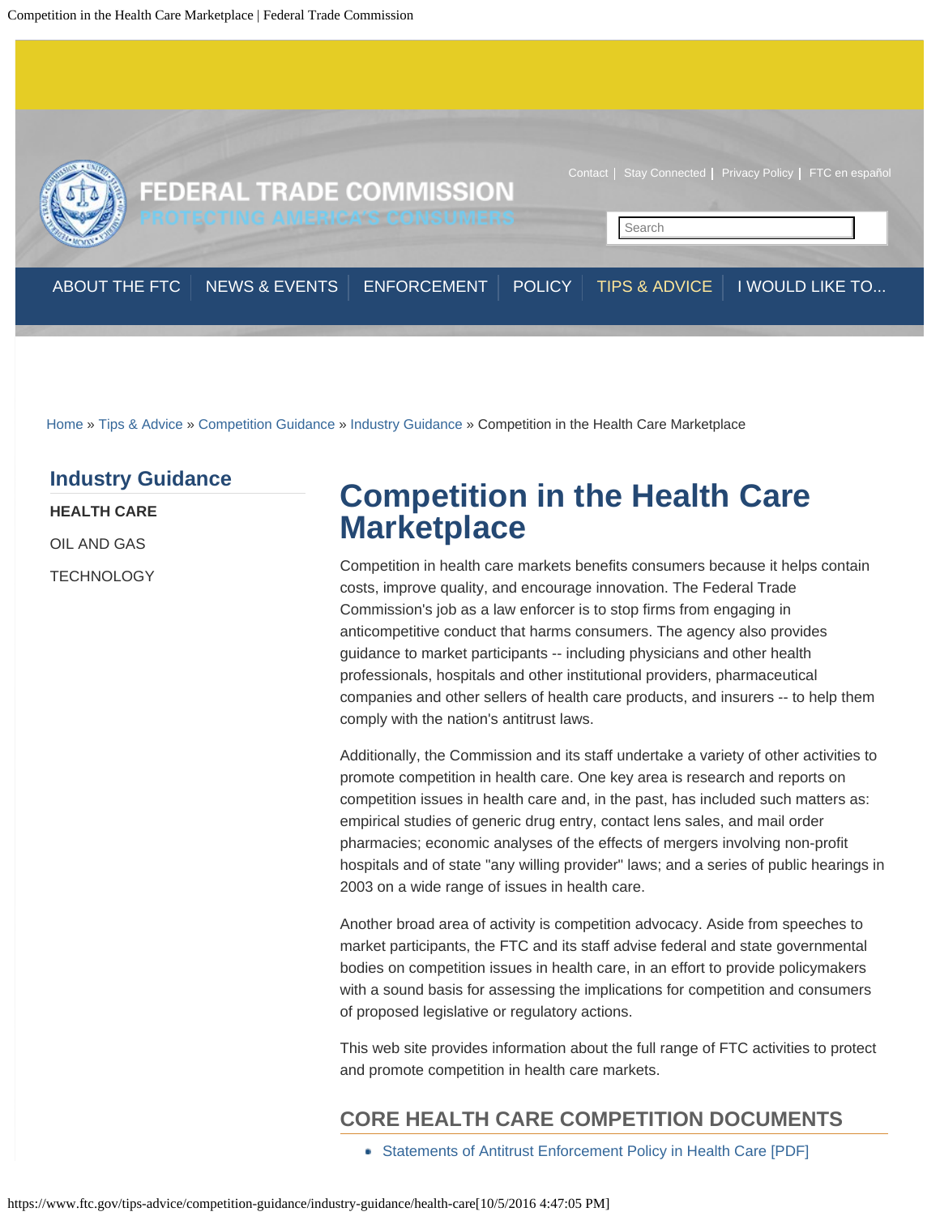Home » Tips & Advice » Competition Guidance » Industry Guidance » Competition in the Health Care Marketplace

## Industry Guidance

**HEALTH CARE**

OIL AND GAS

TECHNOLOGY

# Competition in the Health Care Marketplace

Competition in health care markets benefits consumers because it helps contain costs, improve quality, and encourage innovation. The Federal Trade Commission's job as a law enforcer is to stop firms from engaging in anticompetitive conduct that harms consumers. The agency also provides guidance to market participants -- including physicians and other health professionals, hospitals and other institutional providers, pharmaceutical companies and other sellers of health care products, and insurers -- to help them comply with the nation's antitrust laws.

Additionally, the Commission and its staff undertake a variety of other activities to promote competition in health care. One key area is research and reports on competition issues in health care and, in the past, has included such matters as: empirical studies of generic drug entry, contact lens sales, and mail order pharmacies; economic analyses of the effects of mergers involving non-profit hospitals and of state "any willing provider" laws; and a series of public hearings in 2003 on a wide range of issues in health care.

Another broad area of activity is competition advocacy. Aside from speeches to market participants, the FTC and its staff advise federal and state governmental bodies on competition issues in health care, in an effort to provide policymakers with a sound basis for assessing the implications for competition and consumers of proposed legislative or regulatory actions.

This web site provides information about the full range of FTC activities to protect and promote competition in health care markets.

## CORE HEALTH CARE COMPETITION DOCUMENTS

- Statements of Antitrust Enforcement Policy in Health Care [PDF]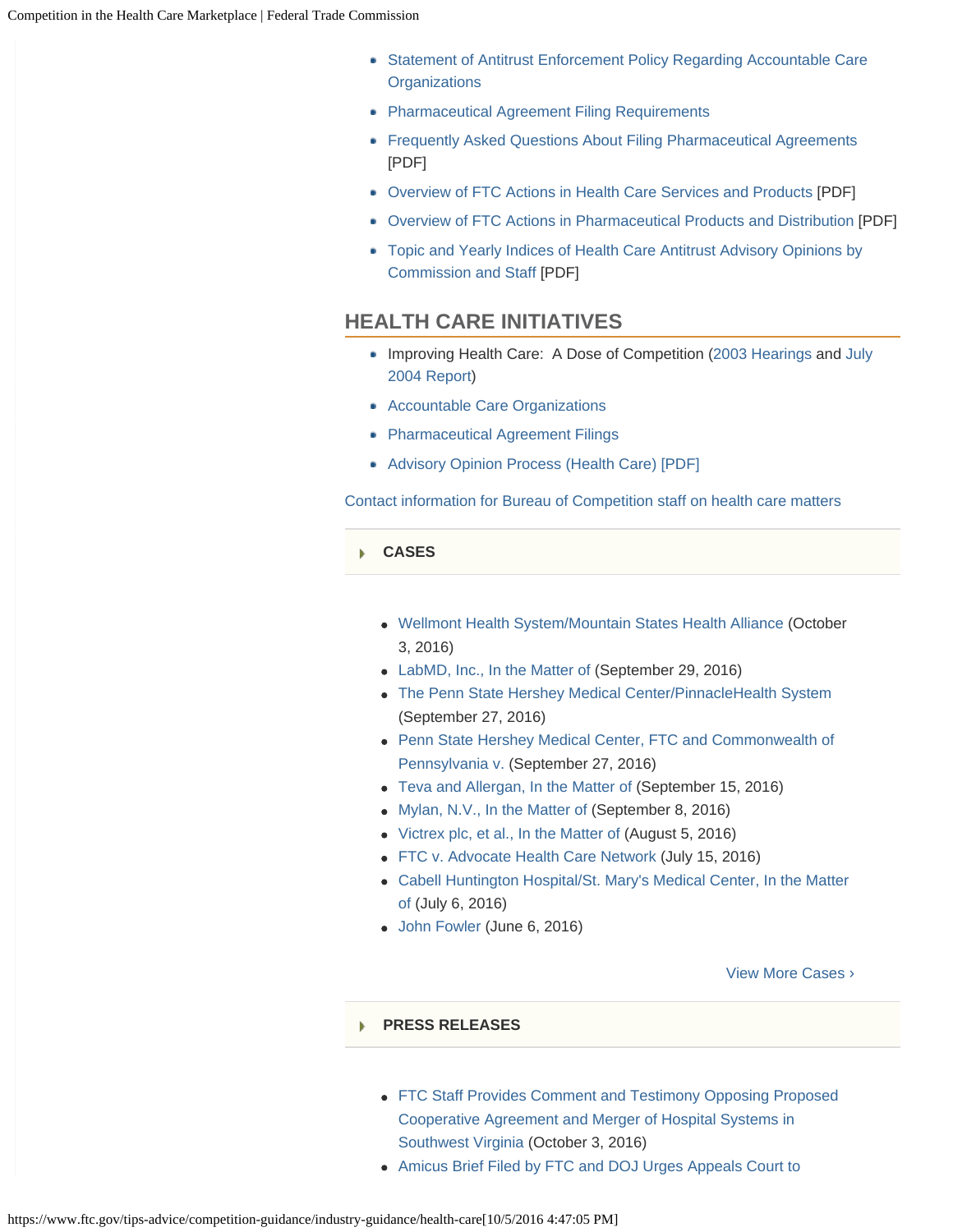- Statement of Antitrust Enforcement Policy Regarding Accountable Care Organizations
- Pharmaceutical Agreement Filing Requirements
- Frequently Asked Questions About Filing Pharmaceutical Agreements [PDF]
- Overview of FTC Actions in Health Care Services and Products [PDF]
- Overview of FTC Actions in Pharmaceutical Products and Distribution [PDF]
- Topic and Yearly Indices of Health Care Antitrust Advisory Opinions by Commission and Staff [PDF]

## HEALTH CARE INITIATIVES

- Improving Health Care: A Dose of Competition (2003 Hearings and July 2004 Report)
- Accountable Care Organizations
- Pharmaceutical Agreement Filings
- Advisory Opinion Process (Health Care) [PDF]

Contact information for Bureau of Competition staff on health care matters

### CASES

- Wellmont Health System/Mountain States Health Alliance (October 3, 2016)
- LabMD, Inc., In the Matter of (September 29, 2016)
- The Penn State Hershey Medical Center/PinnacleHealth System (September 27, 2016)
- Penn State Hershey Medical Center, FTC and Commonwealth of Pennsylvania v. (September 27, 2016)
- Teva and Allergan, In the Matter of (September 15, 2016)
- Mylan, N.V., In the Matter of (September 8, 2016)
- Victrex plc, et al., In the Matter of (August 5, 2016)
- FTC v. Advocate Health Care Network (July 15, 2016)
- Cabell Huntington Hospital/St. Mary's Medical Center, In the Matter of (July 6, 2016)
- John Fowler (June 6, 2016)

View More Cases ›

### PRESS RELEASES

- FTC Staff Provides Comment and Testimony Opposing Proposed Cooperative Agreement and Merger of Hospital Systems in Southwest Virginia (October 3, 2016)
- Amicus Brief Filed by FTC and DOJ Urges Appeals Court to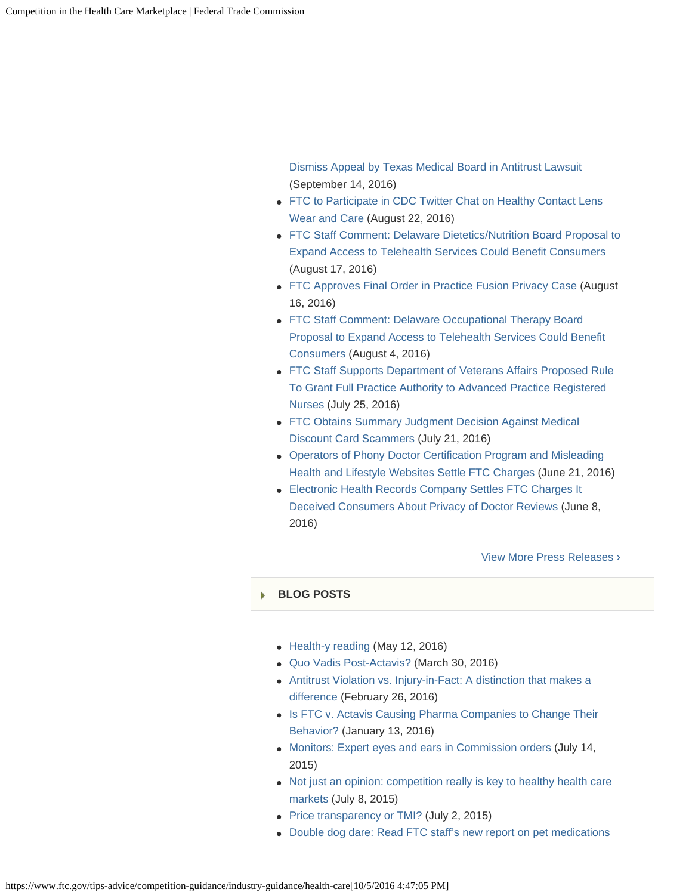Dismiss Appeal by Texas Medical Board in Antitrust Lawsuit (September 14, 2016)

- FTC to Participate in CDC Twitter Chat on Healthy Contact Lens Wear and Care (August 22, 2016)
- FTC Staff Comment: Delaware Dietetics/Nutrition Board Proposal to Expand Access to Telehealth Services Could Benefit Consumers (August 17, 2016)
- FTC Approves Final Order in Practice Fusion Privacy Case (August 16, 2016)
- FTC Staff Comment: Delaware Occupational Therapy Board Proposal to Expand Access to Telehealth Services Could Benefit Consumers (August 4, 2016)
- FTC Staff Supports Department of Veterans Affairs Proposed Rule To Grant Full Practice Authority to Advanced Practice Registered Nurses (July 25, 2016)
- FTC Obtains Summary Judgment Decision Against Medical Discount Card Scammers (July 21, 2016)
- Operators of Phony Doctor Certification Program and Misleading Health and Lifestyle Websites Settle FTC Charges (June 21, 2016)
- Electronic Health Records Company Settles FTC Charges It Deceived Consumers About Privacy of Doctor Reviews (June 8, 2016)

View More Press Releases ›

## BLOG POSTS

- Health-y reading (May 12, 2016)
- Quo Vadis Post-Actavis? (March 30, 2016)
- Antitrust Violation vs. Injury-in-Fact: A distinction that makes a difference (February 26, 2016)
- Is FTC v. Actavis Causing Pharma Companies to Change Their Behavior? (January 13, 2016)
- Monitors: Expert eyes and ears in Commission orders (July 14, 2015)
- Not just an opinion: competition really is key to healthy health care markets (July 8, 2015)
- Price transparency or TMI? (July 2, 2015)
- Double dog dare: Read FTC staff's new report on pet medications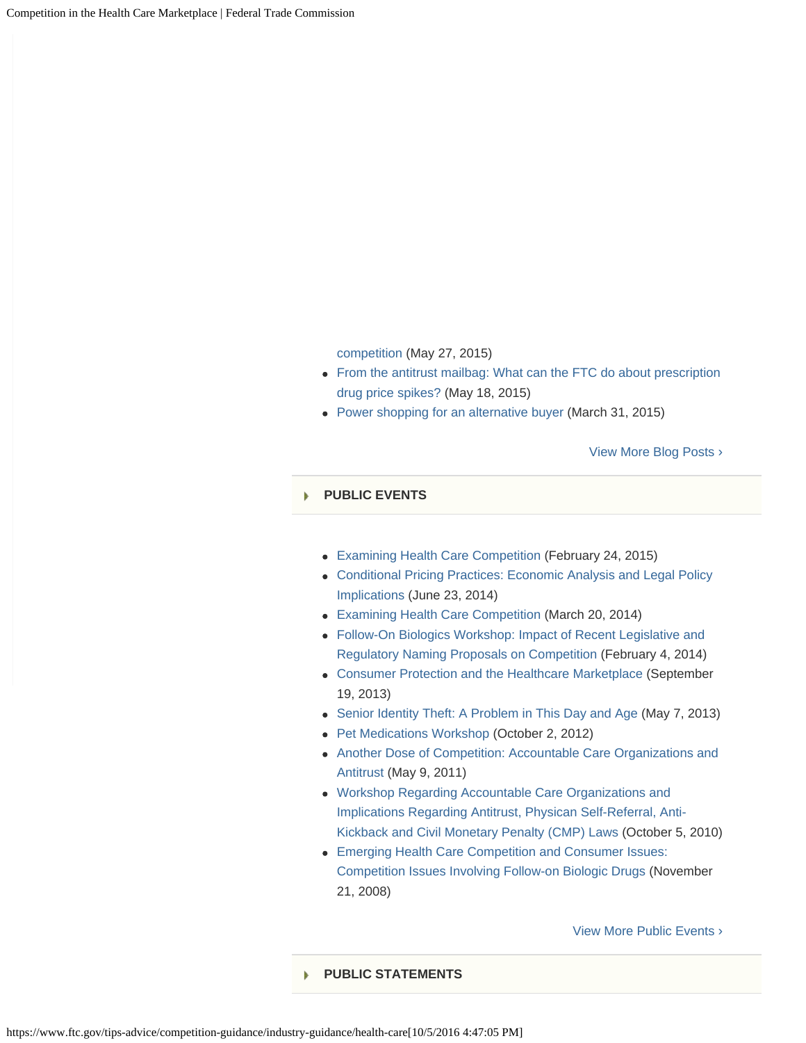competition (May 27, 2015)

- From the antitrust mailbag: What can the FTC do about prescription drug price spikes? (May 18, 2015)
- Power shopping for an alternative buyer (March 31, 2015)

View More Blog Posts ›

## PUBLIC EVENTS

- Examining Health Care Competition (February 24, 2015)
- Conditional Pricing Practices: Economic Analysis and Legal Policy Implications (June 23, 2014)
- Examining Health Care Competition (March 20, 2014)
- Follow-On Biologics Workshop: Impact of Recent Legislative and Regulatory Naming Proposals on Competition (February 4, 2014)
- Consumer Protection and the Healthcare Marketplace (September 19, 2013)
- Senior Identity Theft: A Problem in This Day and Age (May 7, 2013)
- Pet Medications Workshop (October 2, 2012)
- Another Dose of Competition: Accountable Care Organizations and Antitrust (May 9, 2011)
- Workshop Regarding Accountable Care Organizations and Implications Regarding Antitrust, Physican Self-Referral, Anti-Kickback and Civil Monetary Penalty (CMP) Laws (October 5, 2010)
- Emerging Health Care Competition and Consumer Issues: Competition Issues Involving Follow-on Biologic Drugs (November 21, 2008)

View More Public Events ›

## PUBLIC STATEMENTS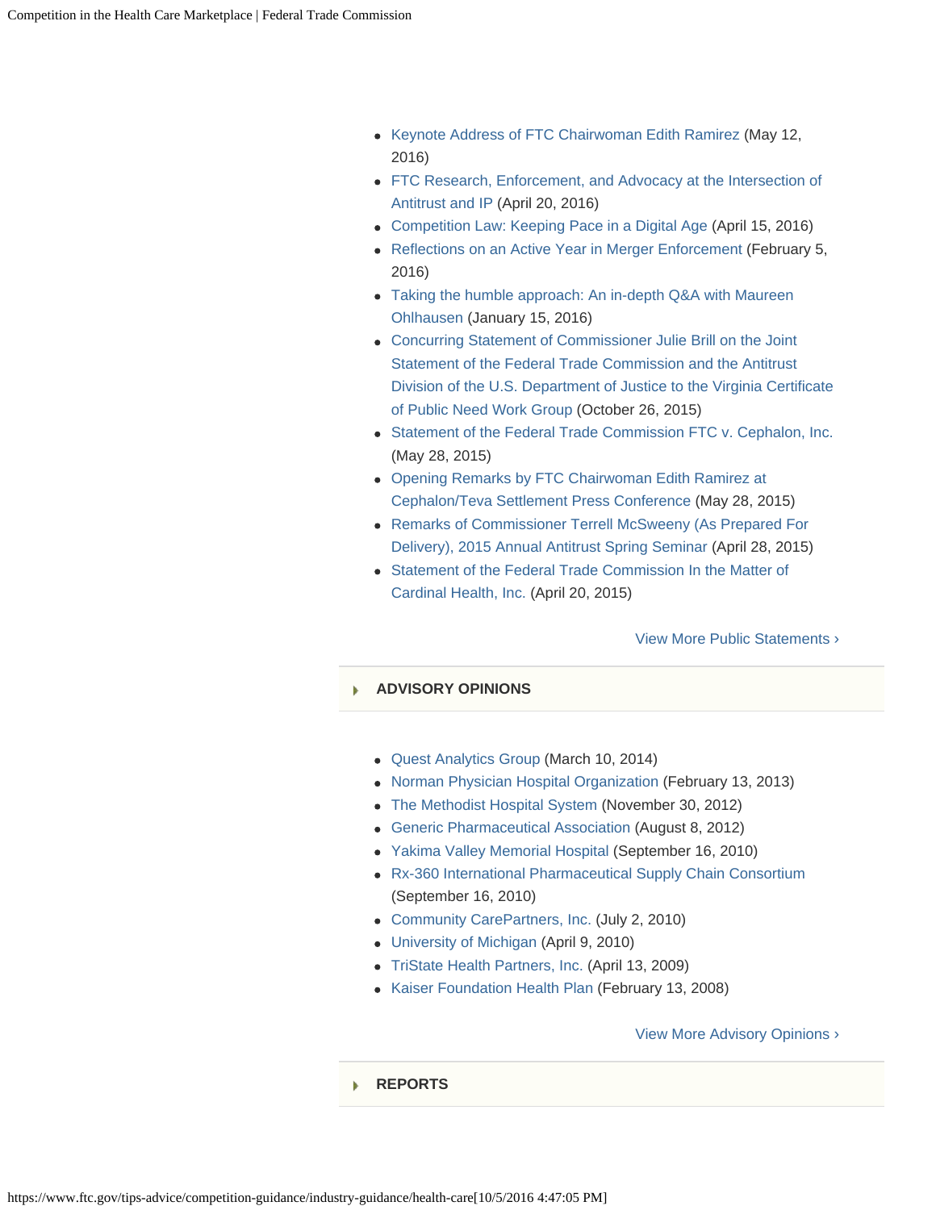- Keynote Address of FTC Chairwoman Edith Ramirez (May 12, 2016)
- FTC Research, Enforcement, and Advocacy at the Intersection of Antitrust and IP (April 20, 2016)
- Competition Law: Keeping Pace in a Digital Age (April 15, 2016)
- Reflections on an Active Year in Merger Enforcement (February 5, 2016)
- Taking the humble approach: An in-depth Q&A with Maureen Ohlhausen (January 15, 2016)
- Concurring Statement of Commissioner Julie Brill on the Joint Statement of the Federal Trade Commission and the Antitrust Division of the U.S. Department of Justice to the Virginia Certificate of Public Need Work Group (October 26, 2015)
- Statement of the Federal Trade Commission FTC v. Cephalon, Inc. (May 28, 2015)
- Opening Remarks by FTC Chairwoman Edith Ramirez at Cephalon/Teva Settlement Press Conference (May 28, 2015)
- Remarks of Commissioner Terrell McSweeny (As Prepared For Delivery), 2015 Annual Antitrust Spring Seminar (April 28, 2015)
- Statement of the Federal Trade Commission In the Matter of Cardinal Health, Inc. (April 20, 2015)

View More Public Statements ›

## ADVISORY OPINIONS

- Quest Analytics Group (March 10, 2014)
- Norman Physician Hospital Organization (February 13, 2013)
- The Methodist Hospital System (November 30, 2012)
- Generic Pharmaceutical Association (August 8, 2012)
- Yakima Valley Memorial Hospital (September 16, 2010)
- Rx-360 International Pharmaceutical Supply Chain Consortium (September 16, 2010)
- Community CarePartners, Inc. (July 2, 2010)
- University of Michigan (April 9, 2010)
- TriState Health Partners, Inc. (April 13, 2009)
- Kaiser Foundation Health Plan (February 13, 2008)

View More Advisory Opinions ›

## REPORTS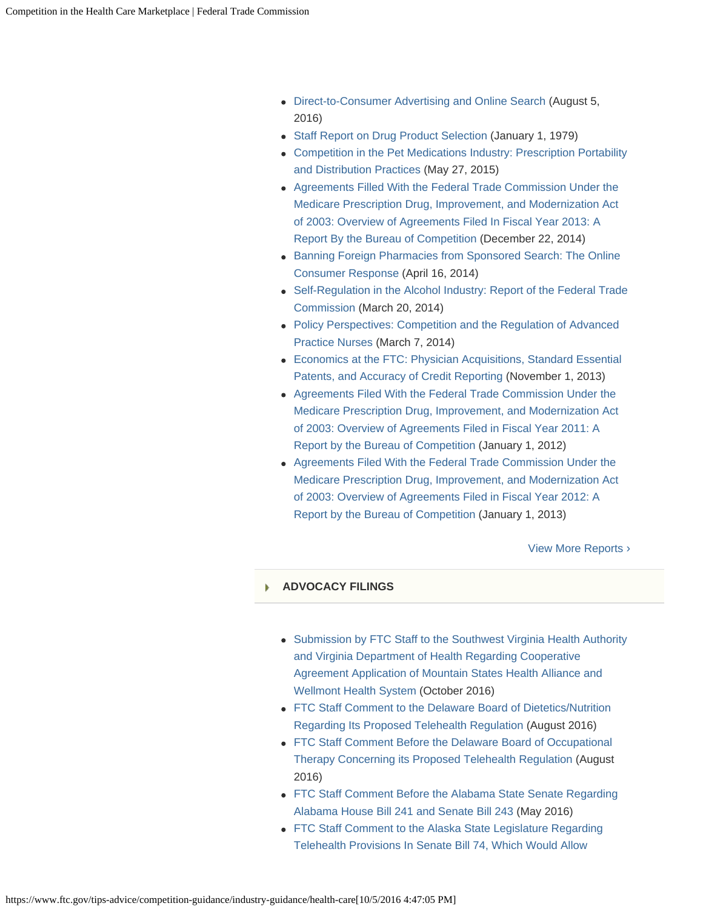- Direct-to-Consumer Advertising and Online Search (August 5, 2016)
- Staff Report on Drug Product Selection (January 1, 1979)
- Competition in the Pet Medications Industry: Prescription Portability and Distribution Practices (May 27, 2015)
- Agreements Filled With the Federal Trade Commission Under the Medicare Prescription Drug, Improvement, and Modernization Act of 2003: Overview of Agreements Filed In Fiscal Year 2013: A Report By the Bureau of Competition (December 22, 2014)
- Banning Foreign Pharmacies from Sponsored Search: The Online Consumer Response (April 16, 2014)
- Self-Regulation in the Alcohol Industry: Report of the Federal Trade Commission (March 20, 2014)
- Policy Perspectives: Competition and the Regulation of Advanced Practice Nurses (March 7, 2014)
- Economics at the FTC: Physician Acquisitions, Standard Essential Patents, and Accuracy of Credit Reporting (November 1, 2013)
- Agreements Filed With the Federal Trade Commission Under the Medicare Prescription Drug, Improvement, and Modernization Act of 2003: Overview of Agreements Filed in Fiscal Year 2011: A Report by the Bureau of Competition (January 1, 2012)
- Agreements Filed With the Federal Trade Commission Under the Medicare Prescription Drug, Improvement, and Modernization Act of 2003: Overview of Agreements Filed in Fiscal Year 2012: A Report by the Bureau of Competition (January 1, 2013)

View More Reports ›

## ADVOCACY FILINGS

- Submission by FTC Staff to the Southwest Virginia Health Authority and Virginia Department of Health Regarding Cooperative Agreement Application of Mountain States Health Alliance and Wellmont Health System (October 2016)
- FTC Staff Comment to the Delaware Board of Dietetics/Nutrition Regarding Its Proposed Telehealth Regulation (August 2016)
- FTC Staff Comment Before the Delaware Board of Occupational Therapy Concerning its Proposed Telehealth Regulation (August 2016)
- FTC Staff Comment Before the Alabama State Senate Regarding Alabama House Bill 241 and Senate Bill 243 (May 2016)
- FTC Staff Comment to the Alaska State Legislature Regarding Telehealth Provisions In Senate Bill 74, Which Would Allow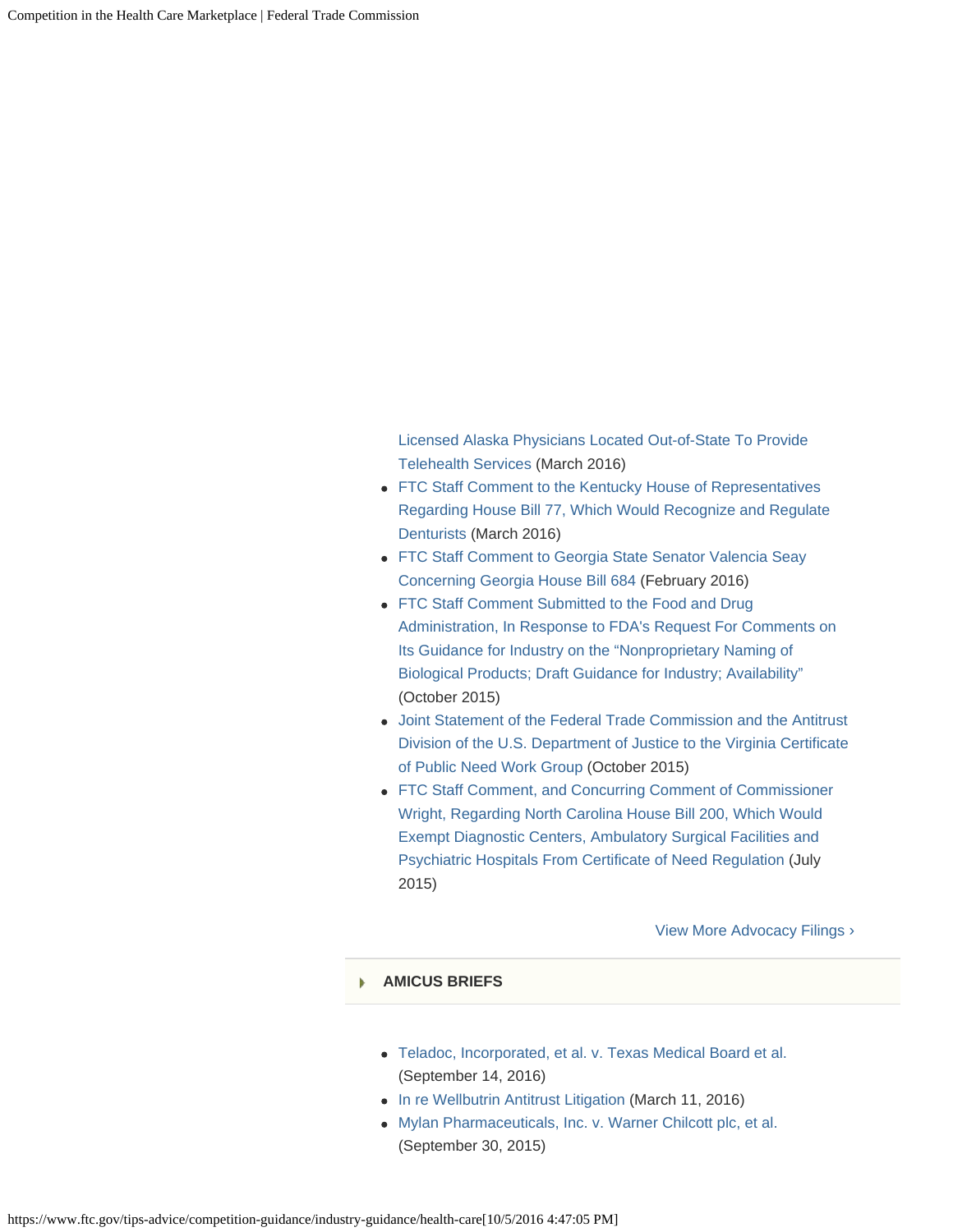Licensed Alaska Physicians Located Out-of-State To Provide Telehealth Services (March 2016)

- FTC Staff Comment to the Kentucky House of Representatives Regarding House Bill 77, Which Would Recognize and Regulate Denturists (March 2016)
- FTC Staff Comment to Georgia State Senator Valencia Seay Concerning Georgia House Bill 684 (February 2016)
- FTC Staff Comment Submitted to the Food and Drug Administration, In Response to FDA's Request For Comments on Its Guidance for Industry on the "Nonproprietary Naming of Biological Products; Draft Guidance for Industry; Availability" (October 2015)
- Joint Statement of the Federal Trade Commission and the Antitrust Division of the U.S. Department of Justice to the Virginia Certificate of Public Need Work Group (October 2015)
- FTC Staff Comment, and Concurring Comment of Commissioner Wright, Regarding North Carolina House Bill 200, Which Would Exempt Diagnostic Centers, Ambulatory Surgical Facilities and Psychiatric Hospitals From Certificate of Need Regulation (July 2015)

View More Advocacy Filings ›

## AMICUS BRIEFS

- Teladoc, Incorporated, et al. v. Texas Medical Board et al. (September 14, 2016)
- In re Wellbutrin Antitrust Litigation (March 11, 2016)
- Mylan Pharmaceuticals, Inc. v. Warner Chilcott plc, et al. (September 30, 2015)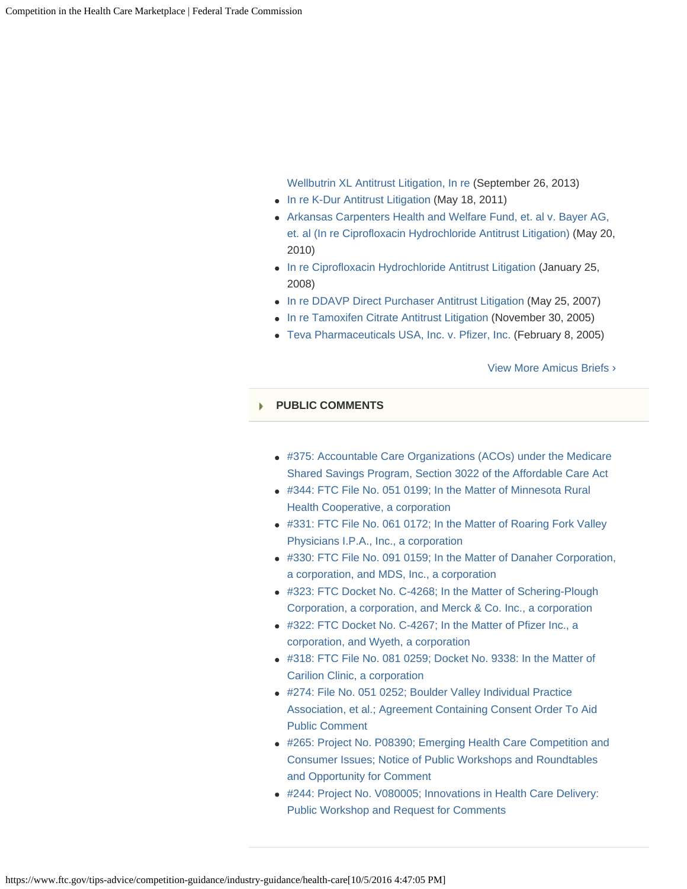- Wellbutrin XL Antitrust Litigation, In re (September 26, 2013)
- In re K-Dur Antitrust Litigation (May 18, 2011)
- Arkansas Carpenters Health and Welfare Fund, et. al v. Bayer AG, et. al (In re Ciprofloxacin Hydrochloride Antitrust Litigation) (May 20, 2010)
- In re Ciprofloxacin Hydrochloride Antitrust Litigation (January 25, 2008)
- In re DDAVP Direct Purchaser Antitrust Litigation (May 25, 2007)
- In re Tamoxifen Citrate Antitrust Litigation (November 30, 2005)
- Teva Pharmaceuticals USA, Inc. v. Pfizer, Inc. (February 8, 2005)

View More Amicus Briefs ›

### PUBLIC COMMENTS

- #375: Accountable Care Organizations (ACOs) under the Medicare Shared Savings Program, Section 3022 of the Affordable Care Act
- #344: FTC File No. 051 0199; In the Matter of Minnesota Rural Health Cooperative, a corporation
- #331: FTC File No. 061 0172; In the Matter of Roaring Fork Valley Physicians I.P.A., Inc., a corporation
- #330: FTC File No. 091 0159; In the Matter of Danaher Corporation, a corporation, and MDS, Inc., a corporation
- #323: FTC Docket No. C-4268; In the Matter of Schering-Plough Corporation, a corporation, and Merck & Co. Inc., a corporation
- #322: FTC Docket No. C-4267; In the Matter of Pfizer Inc., a corporation, and Wyeth, a corporation
- #318: FTC File No. 081 0259; Docket No. 9338: In the Matter of Carilion Clinic, a corporation
- #274: File No. 051 0252; Boulder Valley Individual Practice Association, et al.; Agreement Containing Consent Order To Aid Public Comment
- #265: Project No. P08390; Emerging Health Care Competition and Consumer Issues; Notice of Public Workshops and Roundtables and Opportunity for Comment
- #244: Project No. V080005; Innovations in Health Care Delivery: Public Workshop and Request for Comments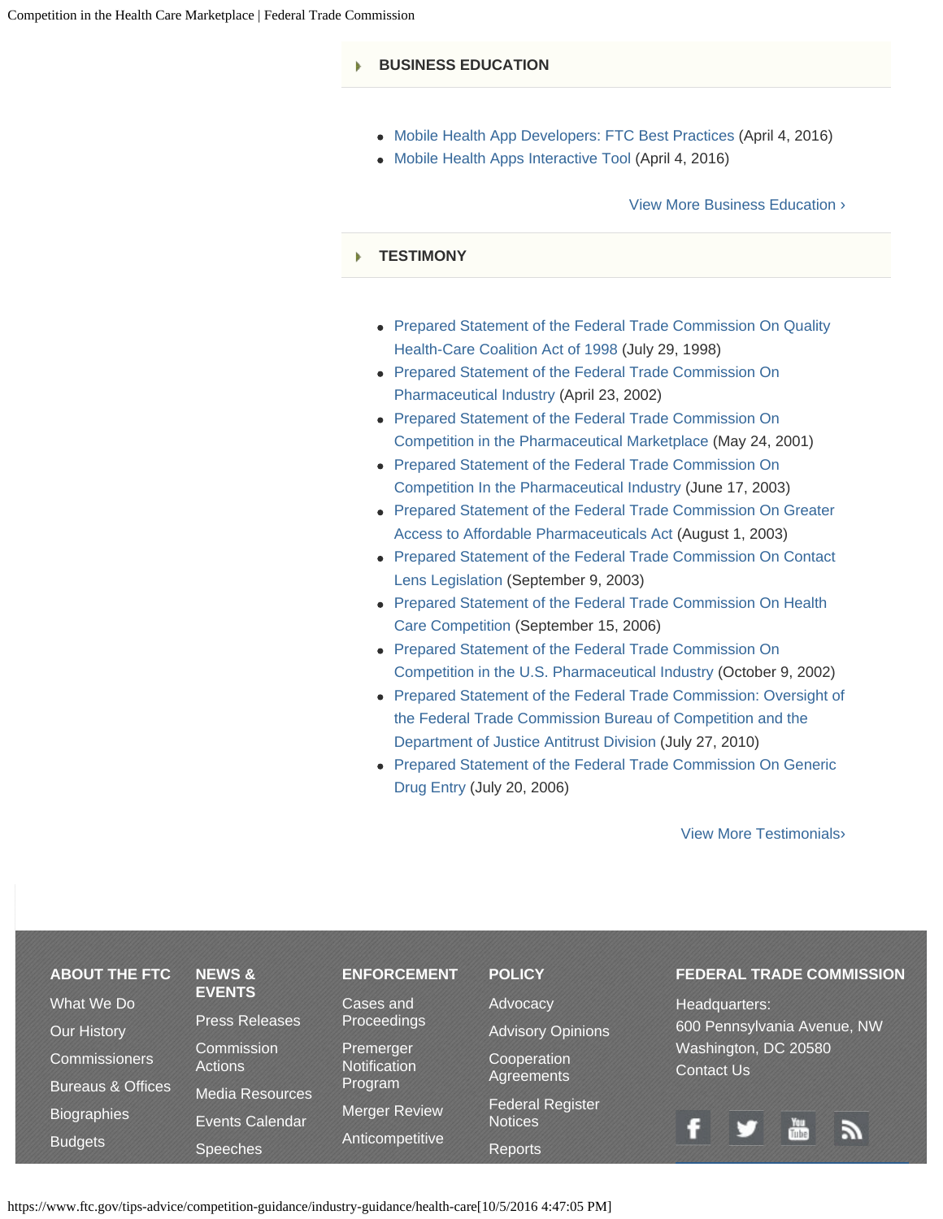## BUSINESS EDUCATION

- Mobile Health App Developers: FTC Best Practices (April 4, 2016)
- Mobile Health Apps Interactive Tool (April 4, 2016)

View More Business Education ›

## TESTIMONY

- Prepared Statement of the Federal Trade Commission On Quality Health-Care Coalition Act of 1998 (July 29, 1998)
- Prepared Statement of the Federal Trade Commission On Pharmaceutical Industry (April 23, 2002)
- Prepared Statement of the Federal Trade Commission On Competition in the Pharmaceutical Marketplace (May 24, 2001)
- Prepared Statement of the Federal Trade Commission On Competition In the Pharmaceutical Industry (June 17, 2003)
- Prepared Statement of the Federal Trade Commission On Greater Access to Affordable Pharmaceuticals Act (August 1, 2003)
- Prepared Statement of the Federal Trade Commission On Contact Lens Legislation (September 9, 2003)
- Prepared Statement of the Federal Trade Commission On Health Care Competition (September 15, 2006)
- Prepared Statement of the Federal Trade Commission On Competition in the U.S. Pharmaceutical Industry (October 9, 2002)
- Prepared Statement of the Federal Trade Commission: Oversight of the Federal Trade Commission Bureau of Competition and the Department of Justice Antitrust Division (July 27, 2010)
- Prepared Statement of the Federal Trade Commission On Generic Drug Entry (July 20, 2006)

View More Testimonials›

**ABOUT THE FTC**
- What We Do
- Our History
- Commissioners
- Bureaus & Offices
- Biographies
- Budgets

**NEWS & EVENTS**
- Press Releases
- Commission Actions
- Media Resources
- Events Calendar
- Speeches

**ENFORCEMENT**
- Cases and Proceedings
- Premerger Notification Program
- Merger Review
- Anticompetitive

**POLICY**
- Advocacy
- Advisory Opinions
- Cooperation Agreements
- Federal Register Notices
- Reports

**FEDERAL TRADE COMMISSION**

Headquarters:
600 Pennsylvania Avenue, NW
Washington, DC 20580
Contact Us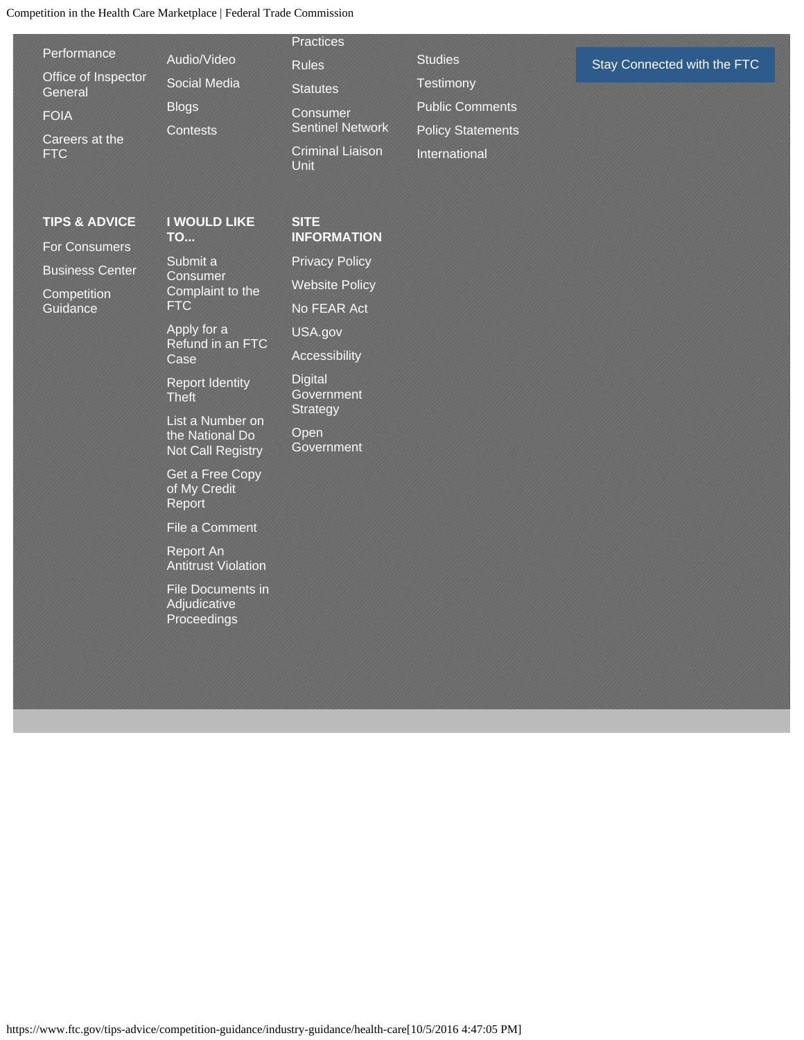Performance

Office of Inspector General

FOIA

Careers at the FTC

Audio/Video

Social Media

Blogs

Contests

Practices

Rules

Statutes

Consumer Sentinel Network

Criminal Liaison Unit

Studies

Testimony

Public Comments

Policy Statements

International

Stay Connected with the FTC

**TIPS & ADVICE**

For Consumers

Business Center

Competition Guidance

**I WOULD LIKE TO...**

Submit a Consumer Complaint to the FTC

Apply for a Refund in an FTC Case

Report Identity Theft

List a Number on the National Do Not Call Registry

Get a Free Copy of My Credit Report

File a Comment

Report An Antitrust Violation

File Documents in Adjudicative Proceedings

**SITE INFORMATION**

Privacy Policy

Website Policy

No FEAR Act

USA.gov

Accessibility

Digital Government Strategy

Open Government